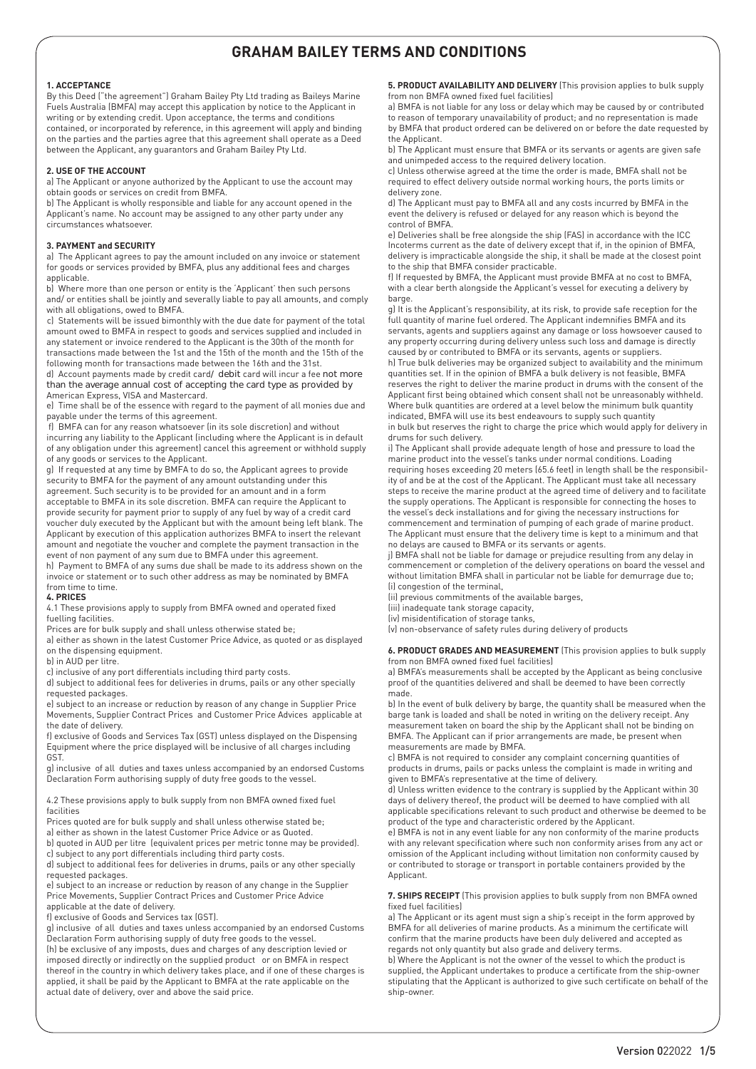# GRAHAM BAILEY TERMS AND CONDITIONS

**1. ACCEPTANCE**

By this Deed ("the agreement") Graham Bailey Pty Ltd trading as Baileys Marine Fuels Australia (BMFA) may accept this application by notice to the Applicant in writing or by extending credit. Upon acceptance, the terms and conditions contained, or incorporated by reference, in this agreement will apply and binding on the parties and the parties agree that this agreement shall operate as a Deed between the Applicant, any guarantors and Graham Bailey Pty Ltd.

**2. USE OF THE ACCOUNT**

a) The Applicant or anyone authorized by the Applicant to use the account may obtain goods or services on credit from BMFA.

b) The Applicant is wholly responsible and liable for any account opened in the Applicant's name. No account may be assigned to any other party under any circumstances whatsoever.

**3. PAYMENT and SECURITY**

a) The Applicant agrees to pay the amount included on any invoice or statement for goods or services provided by BMFA, plus any additional fees and charges applicable.

b) Where more than one person or entity is the 'Applicant' then such persons and/ or entities shall be jointly and severally liable to pay all amounts, and comply with all obligations, owed to BMFA.

c) Statements will be issued bimonthly with the due date for payment of the total amount owed to BMFA in respect to goods and services supplied and included in any statement or invoice rendered to the Applicant is the 30th of the month for transactions made between the 1st and the 15th of the month and the 15th of the following month for transactions made between the 16th and the 31st.

d) Account payments made by credit card/ debit card will incur a fee not more than the average annual cost of accepting the card type as provided by American Express, VISA and Mastercard.

e) Time shall be of the essence with regard to the payment of all monies due and payable under the terms of this agreement.

f) BMFA can for any reason whatsoever (in its sole discretion) and without incurring any liability to the Applicant (including where the Applicant is in default of any obligation under this agreement) cancel this agreement or withhold supply of any goods or services to the Applicant.

g) If requested at any time by BMFA to do so, the Applicant agrees to provide security to BMFA for the payment of any amount outstanding under this agreement. Such security is to be provided for an amount and in a form acceptable to BMFA in its sole discretion. BMFA can require the Applicant to provide security for payment prior to supply of any fuel by way of a credit card voucher duly executed by the Applicant but with the amount being left blank. The Applicant by execution of this application authorizes BMFA to insert the relevant amount and negotiate the voucher and complete the payment transaction in the event of non payment of any sum due to BMFA under this agreement.

h) Payment to BMFA of any sums due shall be made to its address shown on the invoice or statement or to such other address as may be nominated by BMFA from time to time.

**4. PRICES**

4.1 These provisions apply to supply from BMFA owned and operated fixed fuelling facilities.

Prices are for bulk supply and shall unless otherwise stated be;

a) either as shown in the latest Customer Price Advice, as quoted or as displayed on the dispensing equipment.

b) in AUD per litre.

c) inclusive of any port differentials including third party costs.

d) subject to additional fees for deliveries in drums, pails or any other specially requested packages.

e) subject to an increase or reduction by reason of any change in Supplier Price Movements, Supplier Contract Prices and Customer Price Advices applicable at the date of delivery.

f) exclusive of Goods and Services Tax (GST) unless displayed on the Dispensing Equipment where the price displayed will be inclusive of all charges including GST.

g) inclusive of all duties and taxes unless accompanied by an endorsed Customs Declaration Form authorising supply of duty free goods to the vessel.

4.2 These provisions apply to bulk supply from non BMFA owned fixed fuel facilities

Prices quoted are for bulk supply and shall unless otherwise stated be;

a) either as shown in the latest Customer Price Advice or as Quoted.

b) quoted in AUD per litre (equivalent prices per metric tonne may be provided).

c) subject to any port differentials including third party costs.

d) subject to additional fees for deliveries in drums, pails or any other specially requested packages.

e) subject to an increase or reduction by reason of any change in the Supplier Price Movements, Supplier Contract Prices and Customer Price Advice applicable at the date of delivery.

f) exclusive of Goods and Services tax (GST).

g) inclusive of all duties and taxes unless accompanied by an endorsed Customs Declaration Form authorising supply of duty free goods to the vessel.

(h) be exclusive of any imposts, dues and charges of any description levied or imposed directly or indirectly on the supplied product or on BMFA in respect thereof in the country in which delivery takes place, and if one of these charges is applied, it shall be paid by the Applicant to BMFA at the rate applicable on the actual date of delivery, over and above the said price.

**5. PRODUCT AVAILABILITY AND DELIVERY** (This provision applies to bulk supply from non BMFA owned fixed fuel facilities)

a) BMFA is not liable for any loss or delay which may be caused by or contributed to reason of temporary unavailability of product; and no representation is made by BMFA that product ordered can be delivered on or before the date requested by the Applicant.

b) The Applicant must ensure that BMFA or its servants or agents are given safe and unimpeded access to the required delivery location.

c) Unless otherwise agreed at the time the order is made, BMFA shall not be required to effect delivery outside normal working hours, the ports limits or delivery zone.

d) The Applicant must pay to BMFA all and any costs incurred by BMFA in the event the delivery is refused or delayed for any reason which is beyond the control of BMFA.

e) Deliveries shall be free alongside the ship (FAS) in accordance with the ICC Incoterms current as the date of delivery except that if, in the opinion of BMFA, delivery is impracticable alongside the ship, it shall be made at the closest point to the ship that BMFA consider practicable.

f) If requested by BMFA, the Applicant must provide BMFA at no cost to BMFA, with a clear berth alongside the Applicant's vessel for executing a delivery by barge.

g) It is the Applicant's responsibility, at its risk, to provide safe reception for the full quantity of marine fuel ordered. The Applicant indemnifies BMFA and its servants, agents and suppliers against any damage or loss howsoever caused to any property occurring during delivery unless such loss and damage is directly caused by or contributed to BMFA or its servants, agents or suppliers.

h) True bulk deliveries may be organized subject to availability and the minimum quantities set. If in the opinion of BMFA a bulk delivery is not feasible, BMFA reserves the right to deliver the marine product in drums with the consent of the Applicant first being obtained which consent shall not be unreasonably withheld. Where bulk quantities are ordered at a level below the minimum bulk quantity indicated, BMFA will use its best endeavours to supply such quantity in bulk but reserves the right to charge the price which would apply for delivery in drums for such delivery.

i) The Applicant shall provide adequate length of hose and pressure to load the marine product into the vessel's tanks under normal conditions. Loading requiring hoses exceeding 20 meters (65.6 feet) in length shall be the responsibility of and be at the cost of the Applicant. The Applicant must take all necessary steps to receive the marine product at the agreed time of delivery and to facilitate the supply operations. The Applicant is responsible for connecting the hoses to the vessel's deck installations and for giving the necessary instructions for commencement and termination of pumping of each grade of marine product. The Applicant must ensure that the delivery time is kept to a minimum and that no delays are caused to BMFA or its servants or agents.

j) BMFA shall not be liable for damage or prejudice resulting from any delay in commencement or completion of the delivery operations on board the vessel and without limitation BMFA shall in particular not be liable for demurrage due to;

(i) congestion of the terminal,

(ii) previous commitments of the available barges,

(iii) inadequate tank storage capacity,

(iv) misidentification of storage tanks,

(v) non-observance of safety rules during delivery of products

**6. PRODUCT GRADES AND MEASUREMENT** (This provision applies to bulk supply from non BMFA owned fixed fuel facilities)

a) BMFA's measurements shall be accepted by the Applicant as being conclusive proof of the quantities delivered and shall be deemed to have been correctly made.

b) In the event of bulk delivery by barge, the quantity shall be measured when the barge tank is loaded and shall be noted in writing on the delivery receipt. Any measurement taken on board the ship by the Applicant shall not be binding on BMFA. The Applicant can if prior arrangements are made, be present when measurements are made by BMFA.

c) BMFA is not required to consider any complaint concerning quantities of products in drums, pails or packs unless the complaint is made in writing and given to BMFA's representative at the time of delivery.

d) Unless written evidence to the contrary is supplied by the Applicant within 30 days of delivery thereof, the product will be deemed to have complied with all applicable specifications relevant to such product and otherwise be deemed to be product of the type and characteristic ordered by the Applicant.

e) BMFA is not in any event liable for any non conformity of the marine products with any relevant specification where such non conformity arises from any act or omission of the Applicant including without limitation non conformity caused by or contributed to storage or transport in portable containers provided by the Applicant.

**7. SHIPS RECEIPT** (This provision applies to bulk supply from non BMFA owned fixed fuel facilities)

a) The Applicant or its agent must sign a ship's receipt in the form approved by BMFA for all deliveries of marine products. As a minimum the certificate will confirm that the marine products have been duly delivered and accepted as regards not only quantity but also grade and delivery terms.

b) Where the Applicant is not the owner of the vessel to which the product is supplied, the Applicant undertakes to produce a certificate from the ship-owner stipulating that the Applicant is authorized to give such certificate on behalf of the ship-owner.

Version 022022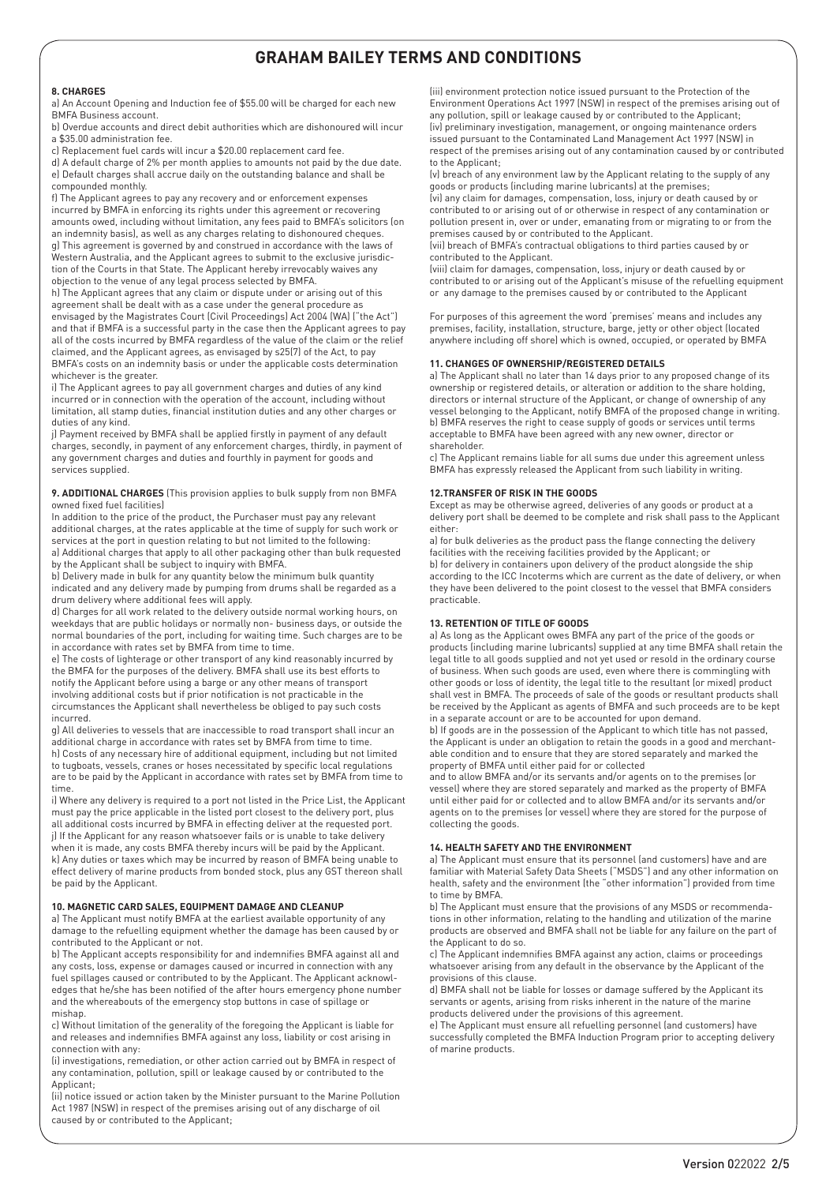# GRAHAM BAILEY TERMS AND CONDITIONS

**8. CHARGES**

a) An Account Opening and Induction fee of $55.00 will be charged for each new BMFA Business account.

b) Overdue accounts and direct debit authorities which are dishonoured will incur a $35.00 administration fee.

c) Replacement fuel cards will incur a $20.00 replacement card fee.

d) A default charge of 2% per month applies to amounts not paid by the due date.

e) Default charges shall accrue daily on the outstanding balance and shall be compounded monthly.

f) The Applicant agrees to pay any recovery and or enforcement expenses incurred by BMFA in enforcing its rights under this agreement or recovering amounts owed, including without limitation, any fees paid to BMFA's solicitors (on an indemnity basis), as well as any charges relating to dishonoured cheques.

g) This agreement is governed by and construed in accordance with the laws of Western Australia, and the Applicant agrees to submit to the exclusive jurisdiction of the Courts in that State. The Applicant hereby irrevocably waives any objection to the venue of any legal process selected by BMFA.

h) The Applicant agrees that any claim or dispute under or arising out of this agreement shall be dealt with as a case under the general procedure as envisaged by the Magistrates Court (Civil Proceedings) Act 2004 (WA) ("the Act") and that if BMFA is a successful party in the case then the Applicant agrees to pay all of the costs incurred by BMFA regardless of the value of the claim or the relief claimed, and the Applicant agrees, as envisaged by s25(7) of the Act, to pay BMFA's costs on an indemnity basis or under the applicable costs determination whichever is the greater.

i) The Applicant agrees to pay all government charges and duties of any kind incurred or in connection with the operation of the account, including without limitation, all stamp duties, financial institution duties and any other charges or duties of any kind.

j) Payment received by BMFA shall be applied firstly in payment of any default charges, secondly, in payment of any enforcement charges, thirdly, in payment of any government charges and duties and fourthly in payment for goods and services supplied.

**9. ADDITIONAL CHARGES** (This provision applies to bulk supply from non BMFA owned fixed fuel facilities)

In addition to the price of the product, the Purchaser must pay any relevant additional charges, at the rates applicable at the time of supply for such work or services at the port in question relating to but not limited to the following:

a) Additional charges that apply to all other packaging other than bulk requested by the Applicant shall be subject to inquiry with BMFA.

b) Delivery made in bulk for any quantity below the minimum bulk quantity indicated and any delivery made by pumping from drums shall be regarded as a drum delivery where additional fees will apply.

d) Charges for all work related to the delivery outside normal working hours, on weekdays that are public holidays or normally non- business days, or outside the normal boundaries of the port, including for waiting time. Such charges are to be in accordance with rates set by BMFA from time to time.

e) The costs of lighterage or other transport of any kind reasonably incurred by the BMFA for the purposes of the delivery. BMFA shall use its best efforts to notify the Applicant before using a barge or any other means of transport involving additional costs but if prior notification is not practicable in the circumstances the Applicant shall nevertheless be obliged to pay such costs incurred.

g) All deliveries to vessels that are inaccessible to road transport shall incur an additional charge in accordance with rates set by BMFA from time to time.

h) Costs of any necessary hire of additional equipment, including but not limited to tugboats, vessels, cranes or hoses necessitated by specific local regulations are to be paid by the Applicant in accordance with rates set by BMFA from time to time.

i) Where any delivery is required to a port not listed in the Price List, the Applicant must pay the price applicable in the listed port closest to the delivery port, plus all additional costs incurred by BMFA in effecting deliver at the requested port.

j) If the Applicant for any reason whatsoever fails or is unable to take delivery when it is made, any costs BMFA thereby incurs will be paid by the Applicant.

k) Any duties or taxes which may be incurred by reason of BMFA being unable to effect delivery of marine products from bonded stock, plus any GST thereon shall be paid by the Applicant.

**10. MAGNETIC CARD SALES, EQUIPMENT DAMAGE AND CLEANUP**

a) The Applicant must notify BMFA at the earliest available opportunity of any damage to the refuelling equipment whether the damage has been caused by or contributed to the Applicant or not.

b) The Applicant accepts responsibility for and indemnifies BMFA against all and any costs, loss, expense or damages caused or incurred in connection with any fuel spillages caused or contributed to by the Applicant. The Applicant acknowledges that he/she has been notified of the after hours emergency phone number and the whereabouts of the emergency stop buttons in case of spillage or mishap.

c) Without limitation of the generality of the foregoing the Applicant is liable for and releases and indemnifies BMFA against any loss, liability or cost arising in connection with any:

(i) investigations, remediation, or other action carried out by BMFA in respect of any contamination, pollution, spill or leakage caused by or contributed to the Applicant;

(ii) notice issued or action taken by the Minister pursuant to the Marine Pollution Act 1987 (NSW) in respect of the premises arising out of any discharge of oil caused by or contributed to the Applicant;

(iii) environment protection notice issued pursuant to the Protection of the Environment Operations Act 1997 (NSW) in respect of the premises arising out of any pollution, spill or leakage caused by or contributed to the Applicant;

(iv) preliminary investigation, management, or ongoing maintenance orders issued pursuant to the Contaminated Land Management Act 1997 (NSW) in respect of the premises arising out of any contamination caused by or contributed to the Applicant;

(v) breach of any environment law by the Applicant relating to the supply of any goods or products (including marine lubricants) at the premises;

(vi) any claim for damages, compensation, loss, injury or death caused by or contributed to or arising out of of or otherwise in respect of any contamination or pollution present in, over or under, emanating from or migrating to or from the premises caused by or contributed to the Applicant.

(vii) breach of BMFA's contractual obligations to third parties caused by or contributed to the Applicant.

(viii) claim for damages, compensation, loss, injury or death caused by or contributed to or arising out of the Applicant's misuse of the refuelling equipment or any damage to the premises caused by or contributed to the Applicant

For purposes of this agreement the word 'premises' means and includes any premises, facility, installation, structure, barge, jetty or other object (located anywhere including off shore) which is owned, occupied, or operated by BMFA

**11. CHANGES OF OWNERSHIP/REGISTERED DETAILS**

a) The Applicant shall no later than 14 days prior to any proposed change of its ownership or registered details, or alteration or addition to the share holding, directors or internal structure of the Applicant, or change of ownership of any vessel belonging to the Applicant, notify BMFA of the proposed change in writing.

b) BMFA reserves the right to cease supply of goods or services until terms acceptable to BMFA have been agreed with any new owner, director or shareholder.

c) The Applicant remains liable for all sums due under this agreement unless BMFA has expressly released the Applicant from such liability in writing.

**12.TRANSFER OF RISK IN THE GOODS**

Except as may be otherwise agreed, deliveries of any goods or product at a delivery port shall be deemed to be complete and risk shall pass to the Applicant either:

a) for bulk deliveries as the product pass the flange connecting the delivery facilities with the receiving facilities provided by the Applicant; or

b) for delivery in containers upon delivery of the product alongside the ship according to the ICC Incoterms which are current as the date of delivery, or when they have been delivered to the point closest to the vessel that BMFA considers practicable.

**13. RETENTION OF TITLE OF GOODS**

a) As long as the Applicant owes BMFA any part of the price of the goods or products (including marine lubricants) supplied at any time BMFA shall retain the legal title to all goods supplied and not yet used or resold in the ordinary course of business. When such goods are used, even where there is commingling with other goods or loss of identity, the legal title to the resultant (or mixed) product shall vest in BMFA. The proceeds of sale of the goods or resultant products shall be received by the Applicant as agents of BMFA and such proceeds are to be kept in a separate account or are to be accounted for upon demand.

b) If goods are in the possession of the Applicant to which title has not passed, the Applicant is under an obligation to retain the goods in a good and merchantable condition and to ensure that they are stored separately and marked the property of BMFA until either paid for or collected

and to allow BMFA and/or its servants and/or agents on to the premises (or vessel) where they are stored separately and marked as the property of BMFA until either paid for or collected and to allow BMFA and/or its servants and/or agents on to the premises (or vessel) where they are stored for the purpose of collecting the goods.

**14. HEALTH SAFETY AND THE ENVIRONMENT**

a) The Applicant must ensure that its personnel (and customers) have and are familiar with Material Safety Data Sheets ("MSDS") and any other information on health, safety and the environment (the "other information") provided from time to time by BMFA.

b) The Applicant must ensure that the provisions of any MSDS or recommendations in other information, relating to the handling and utilization of the marine products are observed and BMFA shall not be liable for any failure on the part of the Applicant to do so.

c) The Applicant indemnifies BMFA against any action, claims or proceedings whatsoever arising from any default in the observance by the Applicant of the provisions of this clause.

d) BMFA shall not be liable for losses or damage suffered by the Applicant its servants or agents, arising from risks inherent in the nature of the marine products delivered under the provisions of this agreement.

e) The Applicant must ensure all refuelling personnel (and customers) have successfully completed the BMFA Induction Program prior to accepting delivery of marine products.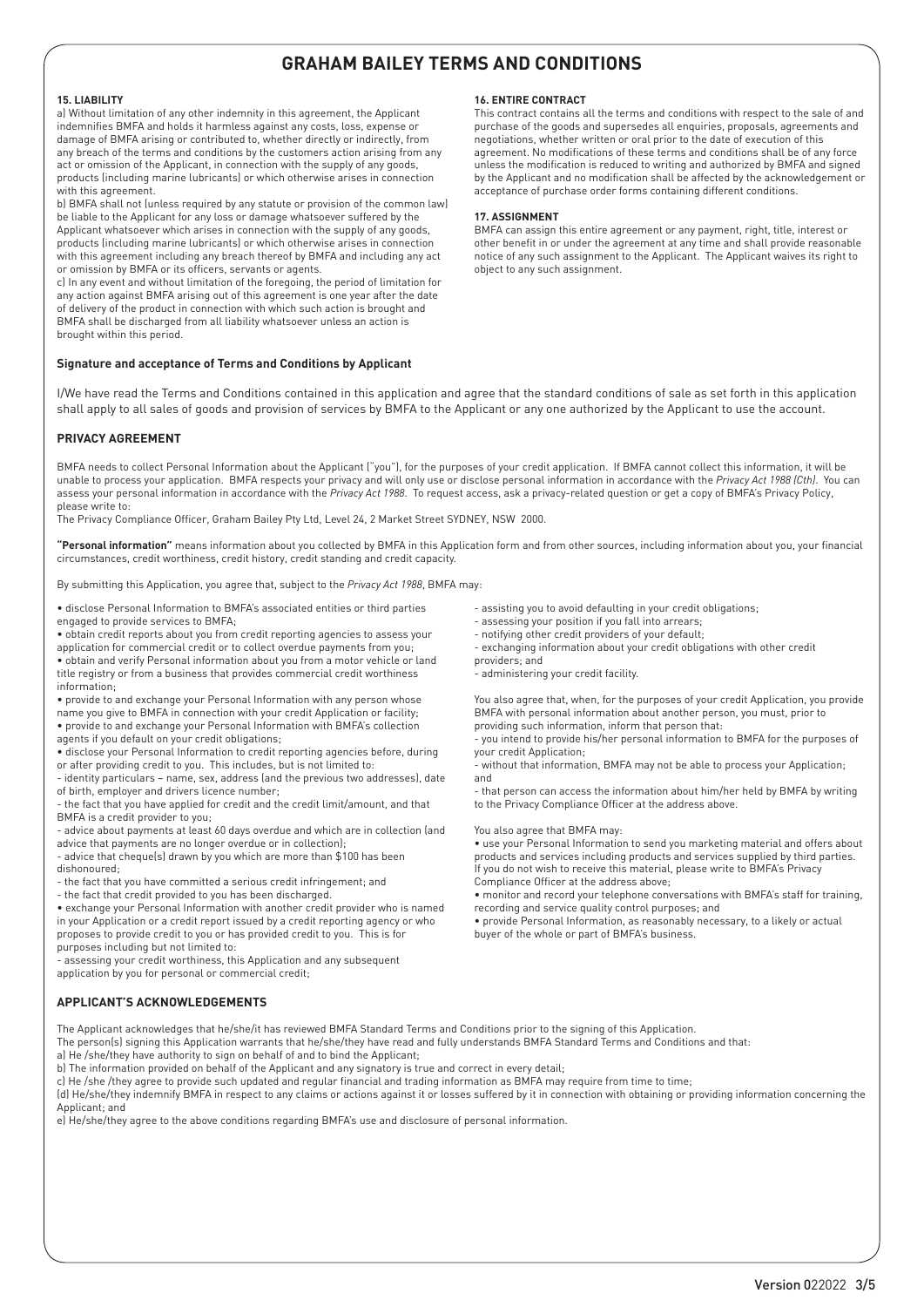# GRAHAM BAILEY TERMS AND CONDITIONS

**15. LIABILITY**

a) Without limitation of any other indemnity in this agreement, the Applicant indemnifies BMFA and holds it harmless against any costs, loss, expense or damage of BMFA arising or contributed to, whether directly or indirectly, from any breach of the terms and conditions by the customers action arising from any act or omission of the Applicant, in connection with the supply of any goods, products (including marine lubricants) or which otherwise arises in connection with this agreement.

b) BMFA shall not (unless required by any statute or provision of the common law) be liable to the Applicant for any loss or damage whatsoever suffered by the Applicant whatsoever which arises in connection with the supply of any goods, products (including marine lubricants) or which otherwise arises in connection with this agreement including any breach thereof by BMFA and including any act or omission by BMFA or its officers, servants or agents.

c) In any event and without limitation of the foregoing, the period of limitation for any action against BMFA arising out of this agreement is one year after the date of delivery of the product in connection with which such action is brought and BMFA shall be discharged from all liability whatsoever unless an action is brought within this period.

**16. ENTIRE CONTRACT**

This contract contains all the terms and conditions with respect to the sale of and purchase of the goods and supersedes all enquiries, proposals, agreements and negotiations, whether written or oral prior to the date of execution of this agreement. No modifications of these terms and conditions shall be of any force unless the modification is reduced to writing and authorized by BMFA and signed by the Applicant and no modification shall be affected by the acknowledgement or acceptance of purchase order forms containing different conditions.

**17. ASSIGNMENT**

BMFA can assign this entire agreement or any payment, right, title, interest or other benefit in or under the agreement at any time and shall provide reasonable notice of any such assignment to the Applicant. The Applicant waives its right to object to any such assignment.

**Signature and acceptance of Terms and Conditions by Applicant**

I/We have read the Terms and Conditions contained in this application and agree that the standard conditions of sale as set forth in this application shall apply to all sales of goods and provision of services by BMFA to the Applicant or any one authorized by the Applicant to use the account.

**PRIVACY AGREEMENT**

BMFA needs to collect Personal Information about the Applicant ("you"), for the purposes of your credit application. If BMFA cannot collect this information, it will be unable to process your application. BMFA respects your privacy and will only use or disclose personal information in accordance with the *Privacy Act 1988 (Cth)*. You can assess your personal information in accordance with the *Privacy Act 1988*. To request access, ask a privacy-related question or get a copy of BMFA's Privacy Policy, please write to:

The Privacy Compliance Officer, Graham Bailey Pty Ltd, Level 24, 2 Market Street SYDNEY, NSW 2000.

**"Personal information"** means information about you collected by BMFA in this Application form and from other sources, including information about you, your financial circumstances, credit worthiness, credit history, credit standing and credit capacity.

By submitting this Application, you agree that, subject to the *Privacy Act 1988*, BMFA may:

- disclose Personal Information to BMFA's associated entities or third parties engaged to provide services to BMFA;
- obtain credit reports about you from credit reporting agencies to assess your application for commercial credit or to collect overdue payments from you;
- obtain and verify Personal information about you from a motor vehicle or land title registry or from a business that provides commercial credit worthiness information;
- provide to and exchange your Personal Information with any person whose name you give to BMFA in connection with your credit Application or facility;
- provide to and exchange your Personal Information with BMFA's collection agents if you default on your credit obligations;
- disclose your Personal Information to credit reporting agencies before, during or after providing credit to you. This includes, but is not limited to:
  - identity particulars – name, sex, address (and the previous two addresses), date of birth, employer and drivers licence number;
  - the fact that you have applied for credit and the credit limit/amount, and that BMFA is a credit provider to you;
  - advice about payments at least 60 days overdue and which are in collection (and advice that payments are no longer overdue or in collection);
  - advice that cheque(s) drawn by you which are more than $100 has been dishonoured;
  - the fact that you have committed a serious credit infringement; and
  - the fact that credit provided to you has been discharged.
- exchange your Personal Information with another credit provider who is named in your Application or a credit report issued by a credit reporting agency or who proposes to provide credit to you or has provided credit to you. This is for purposes including but not limited to:
  - assessing your credit worthiness, this Application and any subsequent application by you for personal or commercial credit;
  - assisting you to avoid defaulting in your credit obligations;
  - assessing your position if you fall into arrears;
  - notifying other credit providers of your default;
  - exchanging information about your credit obligations with other credit providers; and
  - administering your credit facility.

You also agree that, when, for the purposes of your credit Application, you provide BMFA with personal information about another person, you must, prior to providing such information, inform that person that:

- you intend to provide his/her personal information to BMFA for the purposes of your credit Application;
- without that information, BMFA may not be able to process your Application; and
- that person can access the information about him/her held by BMFA by writing to the Privacy Compliance Officer at the address above.

You also agree that BMFA may:

- use your Personal Information to send you marketing material and offers about products and services including products and services supplied by third parties. If you do not wish to receive this material, please write to BMFA's Privacy Compliance Officer at the address above;
- monitor and record your telephone conversations with BMFA's staff for training, recording and service quality control purposes; and
- provide Personal Information, as reasonably necessary, to a likely or actual buyer of the whole or part of BMFA's business.

**APPLICANT'S ACKNOWLEDGEMENTS**

The Applicant acknowledges that he/she/it has reviewed BMFA Standard Terms and Conditions prior to the signing of this Application.

The person(s) signing this Application warrants that he/she/they have read and fully understands BMFA Standard Terms and Conditions and that:

a) He /she/they have authority to sign on behalf of and to bind the Applicant;

b) The information provided on behalf of the Applicant and any signatory is true and correct in every detail;

c) He /she /they agree to provide such updated and regular financial and trading information as BMFA may require from time to time;

(d) He/she/they indemnify BMFA in respect to any claims or actions against it or losses suffered by it in connection with obtaining or providing information concerning the Applicant; and

e) He/she/they agree to the above conditions regarding BMFA's use and disclosure of personal information.

Version 022022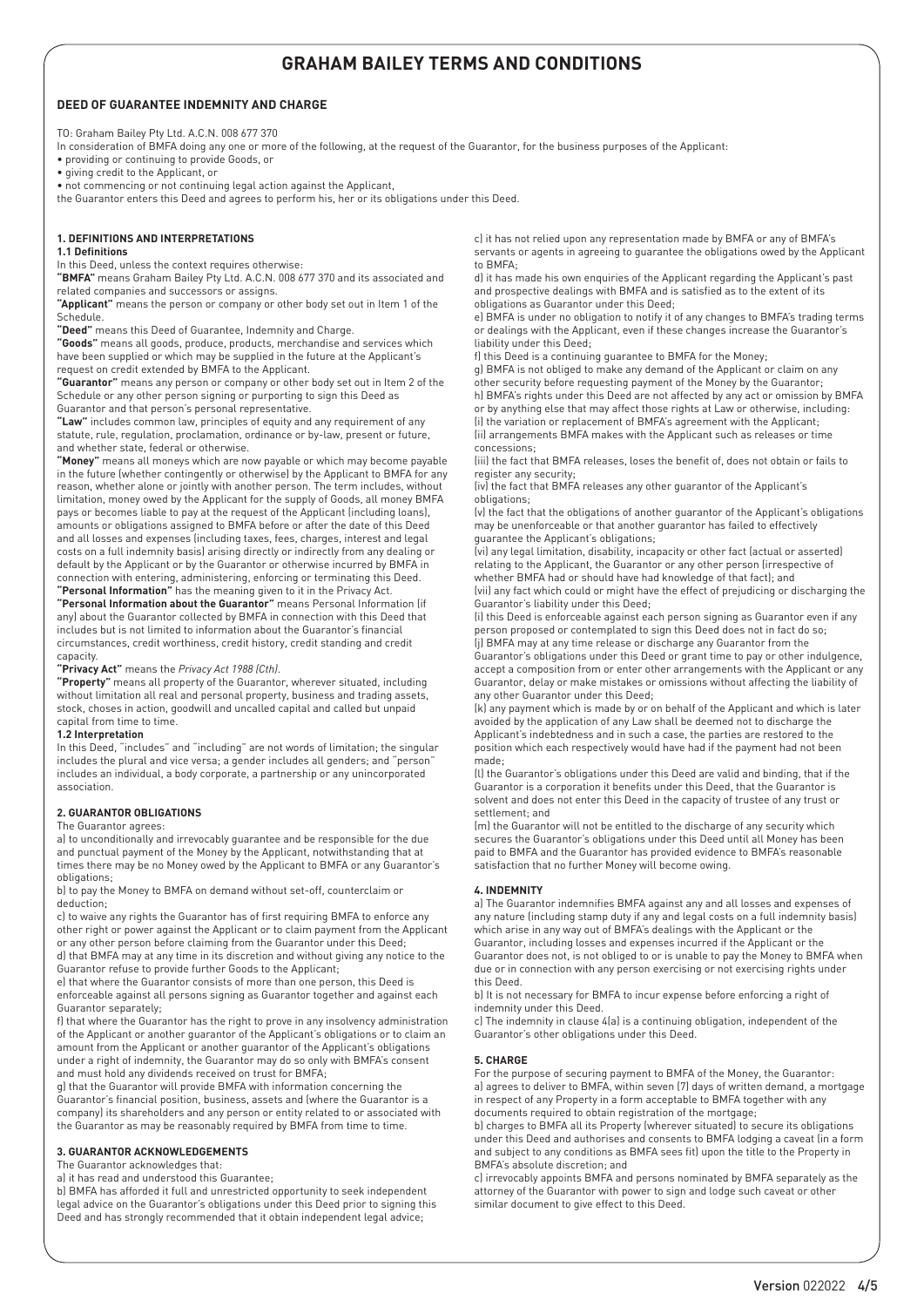# GRAHAM BAILEY TERMS AND CONDITIONS

## DEED OF GUARANTEE INDEMNITY AND CHARGE

TO: Graham Bailey Pty Ltd. A.C.N. 008 677 370

In consideration of BMFA doing any one or more of the following, at the request of the Guarantor, for the business purposes of the Applicant:

- providing or continuing to provide Goods, or
- giving credit to the Applicant, or
- not commencing or not continuing legal action against the Applicant,

the Guarantor enters this Deed and agrees to perform his, her or its obligations under this Deed.

### 1. DEFINITIONS AND INTERPRETATIONS

**1.1 Definitions**

In this Deed, unless the context requires otherwise:

**"BMFA"** means Graham Bailey Pty Ltd. A.C.N. 008 677 370 and its associated and related companies and successors or assigns.

**"Applicant"** means the person or company or other body set out in Item 1 of the Schedule.

**"Deed"** means this Deed of Guarantee, Indemnity and Charge.

**"Goods"** means all goods, produce, products, merchandise and services which have been supplied or which may be supplied in the future at the Applicant's request on credit extended by BMFA to the Applicant.

**"Guarantor"** means any person or company or other body set out in Item 2 of the Schedule or any other person signing or purporting to sign this Deed as Guarantor and that person's personal representative.

**"Law"** includes common law, principles of equity and any requirement of any statute, rule, regulation, proclamation, ordinance or by-law, present or future, and whether state, federal or otherwise.

**"Money"** means all moneys which are now payable or which may become payable in the future (whether contingently or otherwise) by the Applicant to BMFA for any reason, whether alone or jointly with another person. The term includes, without limitation, money owed by the Applicant for the supply of Goods, all money BMFA pays or becomes liable to pay at the request of the Applicant (including loans), amounts or obligations assigned to BMFA before or after the date of this Deed and all losses and expenses (including taxes, fees, charges, interest and legal costs on a full indemnity basis) arising directly or indirectly from any dealing or default by the Applicant or by the Guarantor or otherwise incurred by BMFA in connection with entering, administering, enforcing or terminating this Deed.

**"Personal Information"** has the meaning given to it in the Privacy Act.

**"Personal Information about the Guarantor"** means Personal Information (if any) about the Guarantor collected by BMFA in connection with this Deed that includes but is not limited to information about the Guarantor's financial circumstances, credit worthiness, credit history, credit standing and credit capacity.

**"Privacy Act"** means the *Privacy Act 1988 (Cth)*.

**"Property"** means all property of the Guarantor, wherever situated, including without limitation all real and personal property, business and trading assets, stock, choses in action, goodwill and uncalled capital and called but unpaid capital from time to time.

**1.2 Interpretation**

In this Deed, "includes" and "including" are not words of limitation; the singular includes the plural and vice versa; a gender includes all genders; and "person" includes an individual, a body corporate, a partnership or any unincorporated association.

### 2. GUARANTOR OBLIGATIONS

The Guarantor agrees:

a) to unconditionally and irrevocably guarantee and be responsible for the due and punctual payment of the Money by the Applicant, notwithstanding that at times there may be no Money owed by the Applicant to BMFA or any Guarantor's obligations;

b) to pay the Money to BMFA on demand without set-off, counterclaim or deduction;

c) to waive any rights the Guarantor has of first requiring BMFA to enforce any other right or power against the Applicant or to claim payment from the Applicant or any other person before claiming from the Guarantor under this Deed;

d) that BMFA may at any time in its discretion and without giving any notice to the Guarantor refuse to provide further Goods to the Applicant;

e) that where the Guarantor consists of more than one person, this Deed is enforceable against all persons signing as Guarantor together and against each Guarantor separately;

f) that where the Guarantor has the right to prove in any insolvency administration of the Applicant or another guarantor of the Applicant's obligations or to claim an amount from the Applicant or another guarantor of the Applicant's obligations under a right of indemnity, the Guarantor may do so only with BMFA's consent and must hold any dividends received on trust for BMFA;

g) that the Guarantor will provide BMFA with information concerning the Guarantor's financial position, business, assets and (where the Guarantor is a company) its shareholders and any person or entity related to or associated with the Guarantor as may be reasonably required by BMFA from time to time.

### 3. GUARANTOR ACKNOWLEDGEMENTS

The Guarantor acknowledges that:

a) it has read and understood this Guarantee;

b) BMFA has afforded it full and unrestricted opportunity to seek independent legal advice on the Guarantor's obligations under this Deed prior to signing this Deed and has strongly recommended that it obtain independent legal advice;

c) it has not relied upon any representation made by BMFA or any of BMFA's servants or agents in agreeing to guarantee the obligations owed by the Applicant to BMFA;

d) it has made his own enquiries of the Applicant regarding the Applicant's past and prospective dealings with BMFA and is satisfied as to the extent of its obligations as Guarantor under this Deed;

e) BMFA is under no obligation to notify it of any changes to BMFA's trading terms or dealings with the Applicant, even if these changes increase the Guarantor's liability under this Deed;

f) this Deed is a continuing guarantee to BMFA for the Money;

g) BMFA is not obliged to make any demand of the Applicant or claim on any other security before requesting payment of the Money by the Guarantor;

h) BMFA's rights under this Deed are not affected by any act or omission by BMFA or by anything else that may affect those rights at Law or otherwise, including:

(i) the variation or replacement of BMFA's agreement with the Applicant;

(ii) arrangements BMFA makes with the Applicant such as releases or time concessions;

(iii) the fact that BMFA releases, loses the benefit of, does not obtain or fails to register any security;

(iv) the fact that BMFA releases any other guarantor of the Applicant's obligations;

(v) the fact that the obligations of another guarantor of the Applicant's obligations may be unenforceable or that another guarantor has failed to effectively guarantee the Applicant's obligations;

(vi) any legal limitation, disability, incapacity or other fact (actual or asserted) relating to the Applicant, the Guarantor or any other person (irrespective of whether BMFA had or should have had knowledge of that fact); and

(vii) any fact which could or might have the effect of prejudicing or discharging the Guarantor's liability under this Deed;

(i) this Deed is enforceable against each person signing as Guarantor even if any person proposed or contemplated to sign this Deed does not in fact do so;

(j) BMFA may at any time release or discharge any Guarantor from the Guarantor's obligations under this Deed or grant time to pay or other indulgence, accept a composition from or enter other arrangements with the Applicant or any Guarantor, delay or make mistakes or omissions without affecting the liability of any other Guarantor under this Deed;

(k) any payment which is made by or on behalf of the Applicant and which is later avoided by the application of any Law shall be deemed not to discharge the Applicant's indebtedness and in such a case, the parties are restored to the position which each respectively would have had if the payment had not been made;

(l) the Guarantor's obligations under this Deed are valid and binding, that if the Guarantor is a corporation it benefits under this Deed, that the Guarantor is solvent and does not enter this Deed in the capacity of trustee of any trust or settlement; and

(m) the Guarantor will not be entitled to the discharge of any security which secures the Guarantor's obligations under this Deed until all Money has been paid to BMFA and the Guarantor has provided evidence to BMFA's reasonable satisfaction that no further Money will become owing.

### 4. INDEMNITY

a) The Guarantor indemnifies BMFA against any and all losses and expenses of any nature (including stamp duty if any and legal costs on a full indemnity basis) which arise in any way out of BMFA's dealings with the Applicant or the Guarantor, including losses and expenses incurred if the Applicant or the Guarantor does not, is not obliged to or is unable to pay the Money to BMFA when due or in connection with any person exercising or not exercising rights under this Deed.

b) It is not necessary for BMFA to incur expense before enforcing a right of indemnity under this Deed.

c) The indemnity in clause 4(a) is a continuing obligation, independent of the Guarantor's other obligations under this Deed.

### 5. CHARGE

For the purpose of securing payment to BMFA of the Money, the Guarantor:

a) agrees to deliver to BMFA, within seven (7) days of written demand, a mortgage in respect of any Property in a form acceptable to BMFA together with any documents required to obtain registration of the mortgage;

b) charges to BMFA all its Property (wherever situated) to secure its obligations under this Deed and authorises and consents to BMFA lodging a caveat (in a form and subject to any conditions as BMFA sees fit) upon the title to the Property in BMFA's absolute discretion; and

c) irrevocably appoints BMFA and persons nominated by BMFA separately as the attorney of the Guarantor with power to sign and lodge such caveat or other similar document to give effect to this Deed.

Version 022022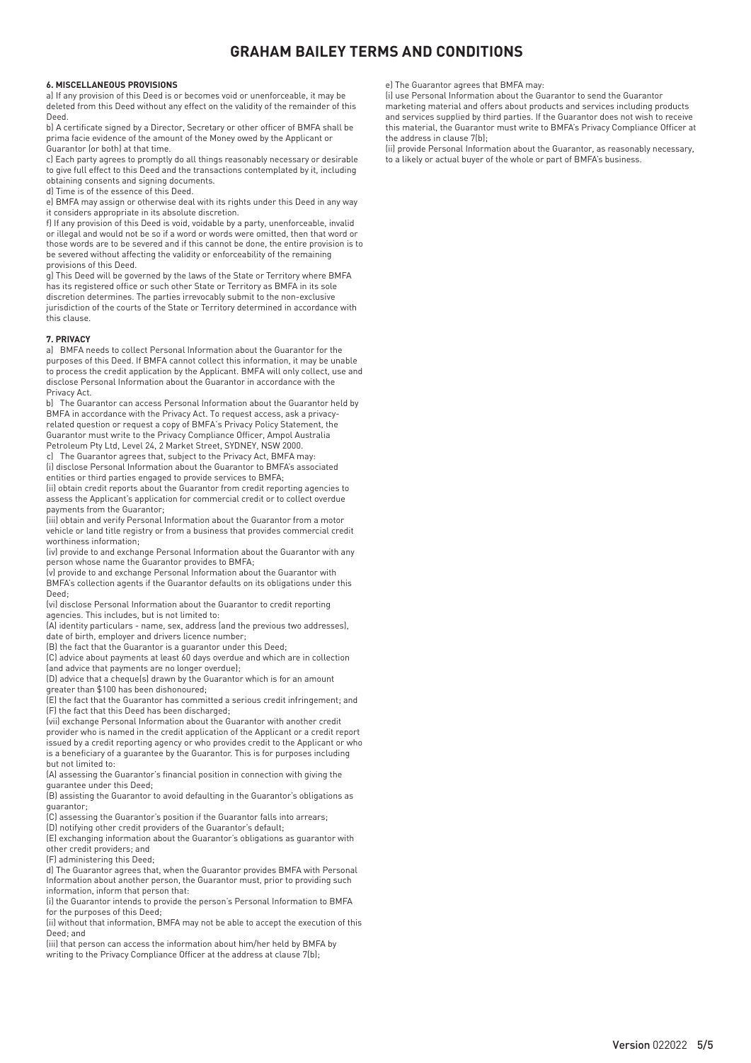**6. MISCELLANEOUS PROVISIONS**

a) If any provision of this Deed is or becomes void or unenforceable, it may be deleted from this Deed without any effect on the validity of the remainder of this Deed.

b) A certificate signed by a Director, Secretary or other officer of BMFA shall be prima facie evidence of the amount of the Money owed by the Applicant or Guarantor (or both) at that time.

c) Each party agrees to promptly do all things reasonably necessary or desirable to give full effect to this Deed and the transactions contemplated by it, including obtaining consents and signing documents.

d) Time is of the essence of this Deed.

e) BMFA may assign or otherwise deal with its rights under this Deed in any way it considers appropriate in its absolute discretion.

f) If any provision of this Deed is void, voidable by a party, unenforceable, invalid or illegal and would not be so if a word or words were omitted, then that word or those words are to be severed and if this cannot be done, the entire provision is to be severed without affecting the validity or enforceability of the remaining provisions of this Deed.

g) This Deed will be governed by the laws of the State or Territory where BMFA has its registered office or such other State or Territory as BMFA in its sole discretion determines. The parties irrevocably submit to the non-exclusive jurisdiction of the courts of the State or Territory determined in accordance with this clause.

**7. PRIVACY**

a) BMFA needs to collect Personal Information about the Guarantor for the purposes of this Deed. If BMFA cannot collect this information, it may be unable to process the credit application by the Applicant. BMFA will only collect, use and disclose Personal Information about the Guarantor in accordance with the Privacy Act.

b) The Guarantor can access Personal Information about the Guarantor held by BMFA in accordance with the Privacy Act. To request access, ask a privacy-related question or request a copy of BMFA's Privacy Policy Statement, the Guarantor must write to the Privacy Compliance Officer, Ampol Australia Petroleum Pty Ltd, Level 24, 2 Market Street, SYDNEY, NSW 2000.

c) The Guarantor agrees that, subject to the Privacy Act, BMFA may:

(i) disclose Personal Information about the Guarantor to BMFA's associated entities or third parties engaged to provide services to BMFA;

(ii) obtain credit reports about the Guarantor from credit reporting agencies to assess the Applicant's application for commercial credit or to collect overdue payments from the Guarantor;

(iii) obtain and verify Personal Information about the Guarantor from a motor vehicle or land title registry or from a business that provides commercial credit worthiness information;

(iv) provide to and exchange Personal Information about the Guarantor with any person whose name the Guarantor provides to BMFA;

(v) provide to and exchange Personal Information about the Guarantor with BMFA's collection agents if the Guarantor defaults on its obligations under this Deed;

(vi) disclose Personal Information about the Guarantor to credit reporting agencies. This includes, but is not limited to:

(A) identity particulars - name, sex, address (and the previous two addresses), date of birth, employer and drivers licence number;

(B) the fact that the Guarantor is a guarantor under this Deed;

(C) advice about payments at least 60 days overdue and which are in collection (and advice that payments are no longer overdue);

(D) advice that a cheque(s) drawn by the Guarantor which is for an amount greater than $100 has been dishonoured;

(E) the fact that the Guarantor has committed a serious credit infringement; and

(F) the fact that this Deed has been discharged;

(vii) exchange Personal Information about the Guarantor with another credit provider who is named in the credit application of the Applicant or a credit report issued by a credit reporting agency or who provides credit to the Applicant or who is a beneficiary of a guarantee by the Guarantor. This is for purposes including but not limited to:

(A) assessing the Guarantor's financial position in connection with giving the guarantee under this Deed;

(B) assisting the Guarantor to avoid defaulting in the Guarantor's obligations as guarantor;

(C) assessing the Guarantor's position if the Guarantor falls into arrears;

(D) notifying other credit providers of the Guarantor's default;

(E) exchanging information about the Guarantor's obligations as guarantor with other credit providers; and

(F) administering this Deed;

d) The Guarantor agrees that, when the Guarantor provides BMFA with Personal Information about another person, the Guarantor must, prior to providing such information, inform that person that:

(i) the Guarantor intends to provide the person's Personal Information to BMFA for the purposes of this Deed;

(ii) without that information, BMFA may not be able to accept the execution of this Deed; and

(iii) that person can access the information about him/her held by BMFA by writing to the Privacy Compliance Officer at the address at clause 7(b);

e) The Guarantor agrees that BMFA may:

(i) use Personal Information about the Guarantor to send the Guarantor marketing material and offers about products and services including products and services supplied by third parties. If the Guarantor does not wish to receive this material, the Guarantor must write to BMFA's Privacy Compliance Officer at the address in clause 7(b);

(ii) provide Personal Information about the Guarantor, as reasonably necessary, to a likely or actual buyer of the whole or part of BMFA's business.